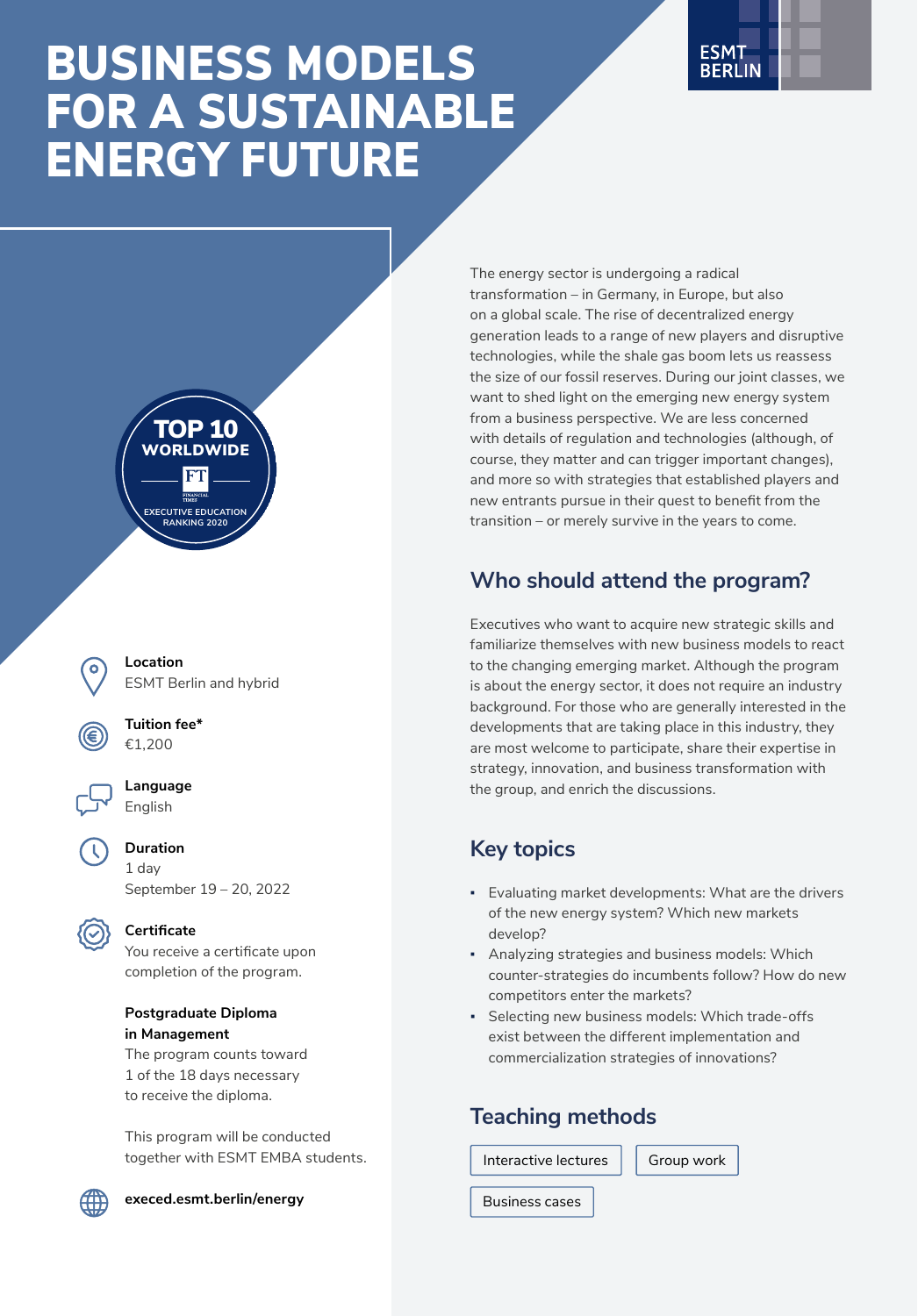# BUSINESS MODELS FOR A SUSTAINABLE ENERGY FUTURE

ESMT BERLIN

TOP 10 WORLDWIDE
FT
EXECUTIVE EDUCATION RANKING 2020

**Location**
ESMT Berlin and hybrid

**Tuition fee***
€1,200

**Language**
English

**Duration**
1 day
September 19 – 20, 2022

**Certificate**
You receive a certificate upon completion of the program.

**Postgraduate Diploma in Management**
The program counts toward 1 of the 18 days necessary to receive the diploma.

This program will be conducted together with ESMT EMBA students.

**execed.esmt.berlin/energy**

The energy sector is undergoing a radical transformation – in Germany, in Europe, but also on a global scale. The rise of decentralized energy generation leads to a range of new players and disruptive technologies, while the shale gas boom lets us reassess the size of our fossil reserves. During our joint classes, we want to shed light on the emerging new energy system from a business perspective. We are less concerned with details of regulation and technologies (although, of course, they matter and can trigger important changes), and more so with strategies that established players and new entrants pursue in their quest to benefit from the transition – or merely survive in the years to come.

## Who should attend the program?

Executives who want to acquire new strategic skills and familiarize themselves with new business models to react to the changing emerging market. Although the program is about the energy sector, it does not require an industry background. For those who are generally interested in the developments that are taking place in this industry, they are most welcome to participate, share their expertise in strategy, innovation, and business transformation with the group, and enrich the discussions.

## Key topics

- Evaluating market developments: What are the drivers of the new energy system? Which new markets develop?
- Analyzing strategies and business models: Which counter-strategies do incumbents follow? How do new competitors enter the markets?
- Selecting new business models: Which trade-offs exist between the different implementation and commercialization strategies of innovations?

## Teaching methods

- Interactive lectures
- Group work
- Business cases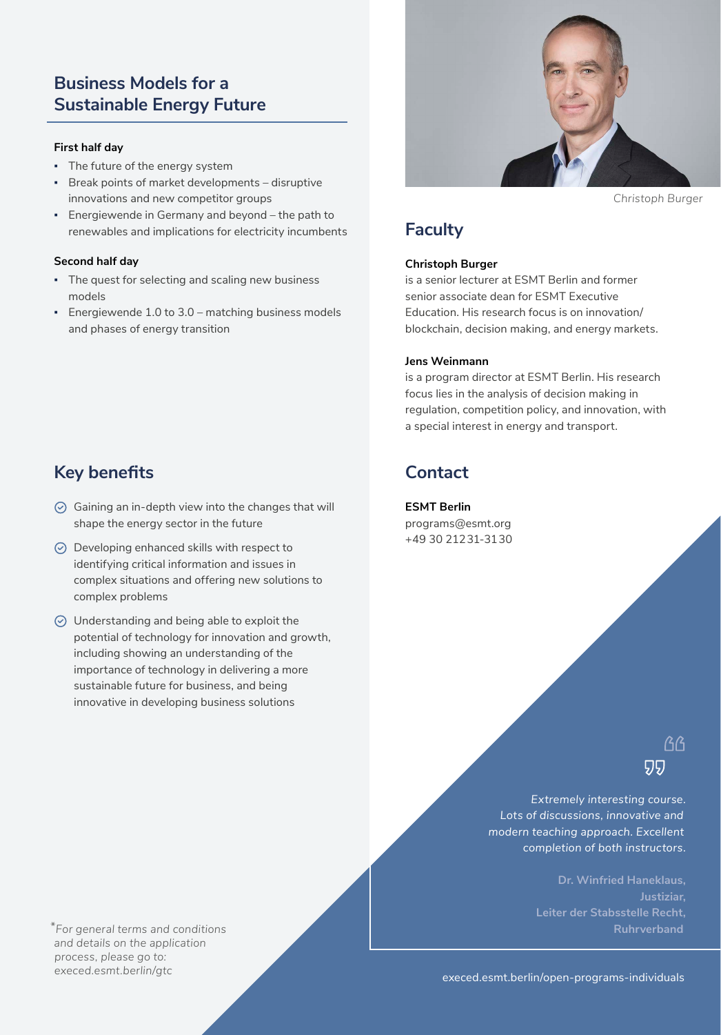## Business Models for a Sustainable Energy Future

**First half day**

- The future of the energy system
- Break points of market developments – disruptive innovations and new competitor groups
- Energiewende in Germany and beyond – the path to renewables and implications for electricity incumbents

**Second half day**

- The quest for selecting and scaling new business models
- Energiewende 1.0 to 3.0 – matching business models and phases of energy transition

## Key benefits

- Gaining an in-depth view into the changes that will shape the energy sector in the future
- Developing enhanced skills with respect to identifying critical information and issues in complex situations and offering new solutions to complex problems
- Understanding and being able to exploit the potential of technology for innovation and growth, including showing an understanding of the importance of technology in delivering a more sustainable future for business, and being innovative in developing business solutions

*For general terms and conditions and details on the application process, please go to: execed.esmt.berlin/gtc*

Christoph Burger

## Faculty

**Christoph Burger**
is a senior lecturer at ESMT Berlin and former senior associate dean for ESMT Executive Education. His research focus is on innovation/ blockchain, decision making, and energy markets.

**Jens Weinmann**
is a program director at ESMT Berlin. His research focus lies in the analysis of decision making in regulation, competition policy, and innovation, with a special interest in energy and transport.

## Contact

**ESMT Berlin**
programs@esmt.org
+49 30 21231-3130

*Extremely interesting course. Lots of discussions, innovative and modern teaching approach. Excellent completion of both instructors.*

**Dr. Winfried Haneklaus, Justiziar, Leiter der Stabsstelle Recht, Ruhrverband**

execed.esmt.berlin/open-programs-individuals